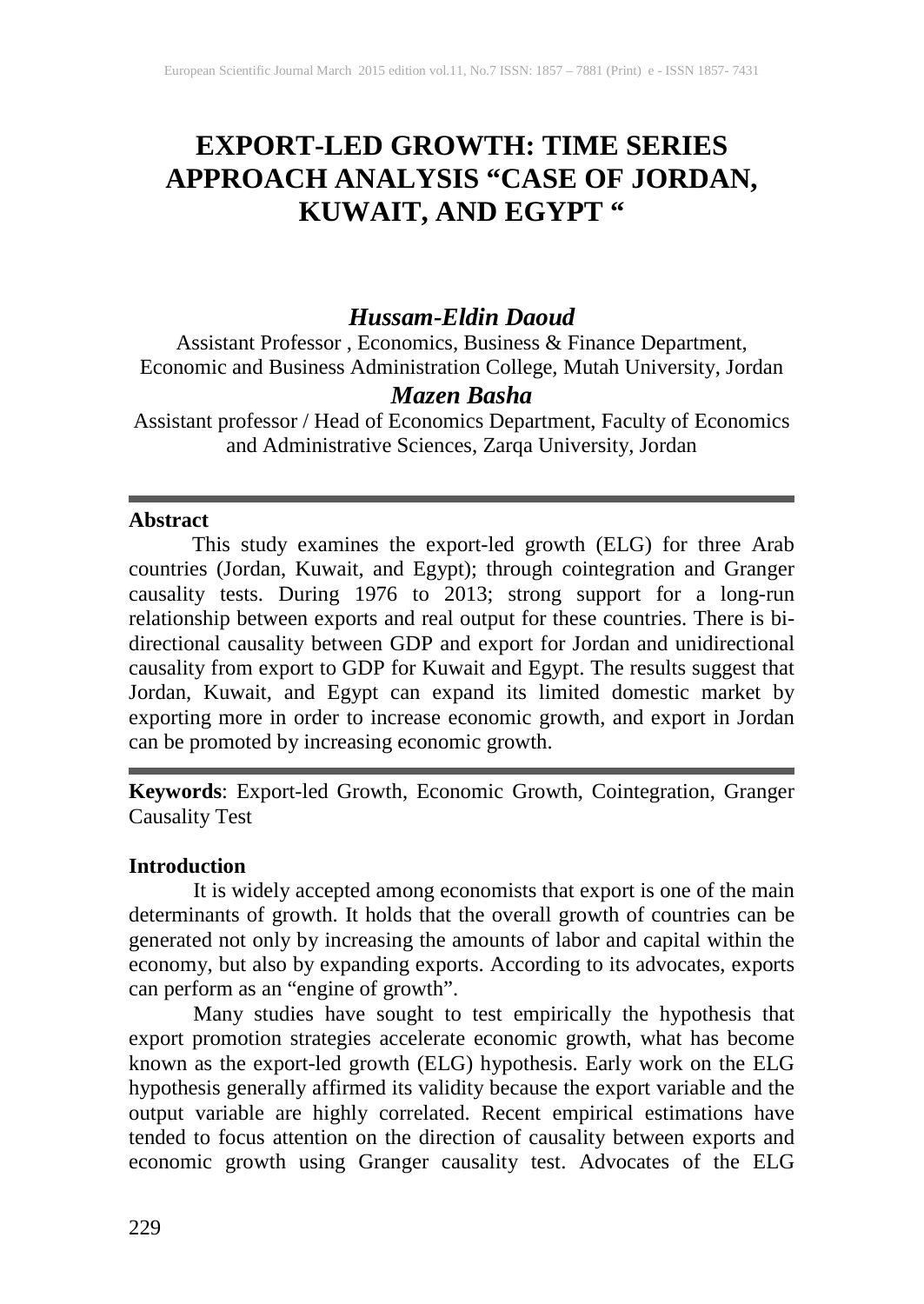# EXPORT-LED GROWTH: TIME SERIES APPROACH ANALYSIS "CASE OF JORDAN, KUWAIT, AND EGYPT "

***Hussam-Eldin Daoud***

Assistant Professor , Economics, Business & Finance Department, Economic and Business Administration College, Mutah University, Jordan

***Mazen Basha***

Assistant professor / Head of Economics Department, Faculty of Economics and Administrative Sciences, Zarqa University, Jordan

---

**Abstract**

This study examines the export-led growth (ELG) for three Arab countries (Jordan, Kuwait, and Egypt); through cointegration and Granger causality tests. During 1976 to 2013; strong support for a long-run relationship between exports and real output for these countries. There is bi-directional causality between GDP and export for Jordan and unidirectional causality from export to GDP for Kuwait and Egypt. The results suggest that Jordan, Kuwait, and Egypt can expand its limited domestic market by exporting more in order to increase economic growth, and export in Jordan can be promoted by increasing economic growth.

---

**Keywords**: Export-led Growth, Economic Growth, Cointegration, Granger Causality Test

**Introduction**

It is widely accepted among economists that export is one of the main determinants of growth. It holds that the overall growth of countries can be generated not only by increasing the amounts of labor and capital within the economy, but also by expanding exports. According to its advocates, exports can perform as an "engine of growth".

Many studies have sought to test empirically the hypothesis that export promotion strategies accelerate economic growth, what has become known as the export-led growth (ELG) hypothesis. Early work on the ELG hypothesis generally affirmed its validity because the export variable and the output variable are highly correlated. Recent empirical estimations have tended to focus attention on the direction of causality between exports and economic growth using Granger causality test. Advocates of the ELG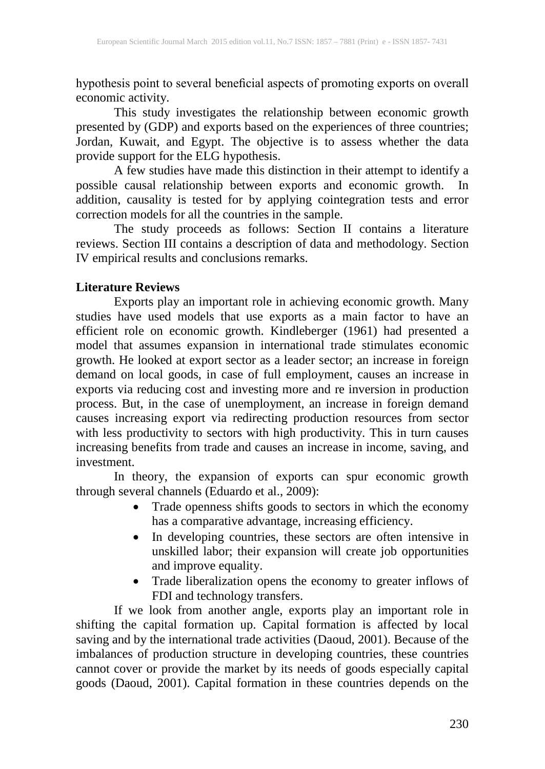hypothesis point to several beneficial aspects of promoting exports on overall economic activity.

This study investigates the relationship between economic growth presented by (GDP) and exports based on the experiences of three countries; Jordan, Kuwait, and Egypt. The objective is to assess whether the data provide support for the ELG hypothesis.

A few studies have made this distinction in their attempt to identify a possible causal relationship between exports and economic growth. In addition, causality is tested for by applying cointegration tests and error correction models for all the countries in the sample.

The study proceeds as follows: Section II contains a literature reviews. Section III contains a description of data and methodology. Section IV empirical results and conclusions remarks.

## Literature Reviews

Exports play an important role in achieving economic growth. Many studies have used models that use exports as a main factor to have an efficient role on economic growth. Kindleberger (1961) had presented a model that assumes expansion in international trade stimulates economic growth. He looked at export sector as a leader sector; an increase in foreign demand on local goods, in case of full employment, causes an increase in exports via reducing cost and investing more and re inversion in production process. But, in the case of unemployment, an increase in foreign demand causes increasing export via redirecting production resources from sector with less productivity to sectors with high productivity. This in turn causes increasing benefits from trade and causes an increase in income, saving, and investment.

In theory, the expansion of exports can spur economic growth through several channels (Eduardo et al., 2009):

- Trade openness shifts goods to sectors in which the economy has a comparative advantage, increasing efficiency.
- In developing countries, these sectors are often intensive in unskilled labor; their expansion will create job opportunities and improve equality.
- Trade liberalization opens the economy to greater inflows of FDI and technology transfers.

If we look from another angle, exports play an important role in shifting the capital formation up. Capital formation is affected by local saving and by the international trade activities (Daoud, 2001). Because of the imbalances of production structure in developing countries, these countries cannot cover or provide the market by its needs of goods especially capital goods (Daoud, 2001). Capital formation in these countries depends on the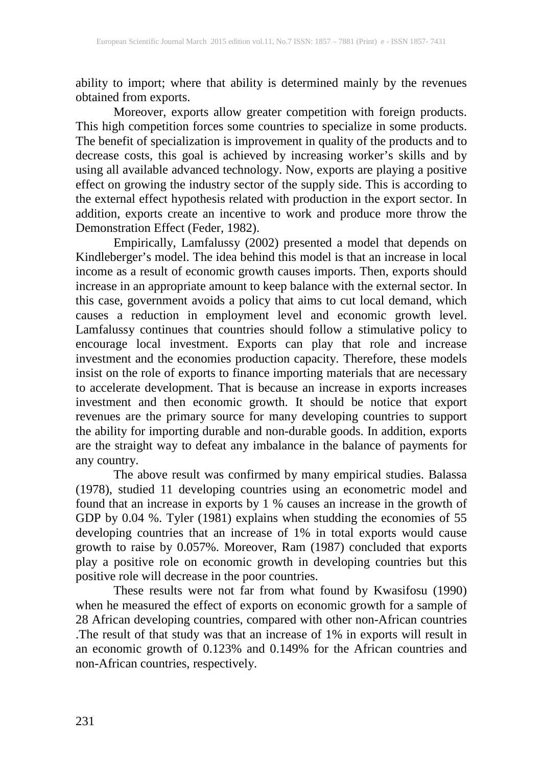ability to import; where that ability is determined mainly by the revenues obtained from exports.

Moreover, exports allow greater competition with foreign products. This high competition forces some countries to specialize in some products. The benefit of specialization is improvement in quality of the products and to decrease costs, this goal is achieved by increasing worker's skills and by using all available advanced technology. Now, exports are playing a positive effect on growing the industry sector of the supply side. This is according to the external effect hypothesis related with production in the export sector. In addition, exports create an incentive to work and produce more throw the Demonstration Effect (Feder, 1982).

Empirically, Lamfalussy (2002) presented a model that depends on Kindleberger's model. The idea behind this model is that an increase in local income as a result of economic growth causes imports. Then, exports should increase in an appropriate amount to keep balance with the external sector. In this case, government avoids a policy that aims to cut local demand, which causes a reduction in employment level and economic growth level. Lamfalussy continues that countries should follow a stimulative policy to encourage local investment. Exports can play that role and increase investment and the economies production capacity. Therefore, these models insist on the role of exports to finance importing materials that are necessary to accelerate development. That is because an increase in exports increases investment and then economic growth. It should be notice that export revenues are the primary source for many developing countries to support the ability for importing durable and non-durable goods. In addition, exports are the straight way to defeat any imbalance in the balance of payments for any country.

The above result was confirmed by many empirical studies. Balassa (1978), studied 11 developing countries using an econometric model and found that an increase in exports by 1 % causes an increase in the growth of GDP by 0.04 %. Tyler (1981) explains when studding the economies of 55 developing countries that an increase of 1% in total exports would cause growth to raise by 0.057%. Moreover, Ram (1987) concluded that exports play a positive role on economic growth in developing countries but this positive role will decrease in the poor countries.

These results were not far from what found by Kwasifosu (1990) when he measured the effect of exports on economic growth for a sample of 28 African developing countries, compared with other non-African countries .The result of that study was that an increase of 1% in exports will result in an economic growth of 0.123% and 0.149% for the African countries and non-African countries, respectively.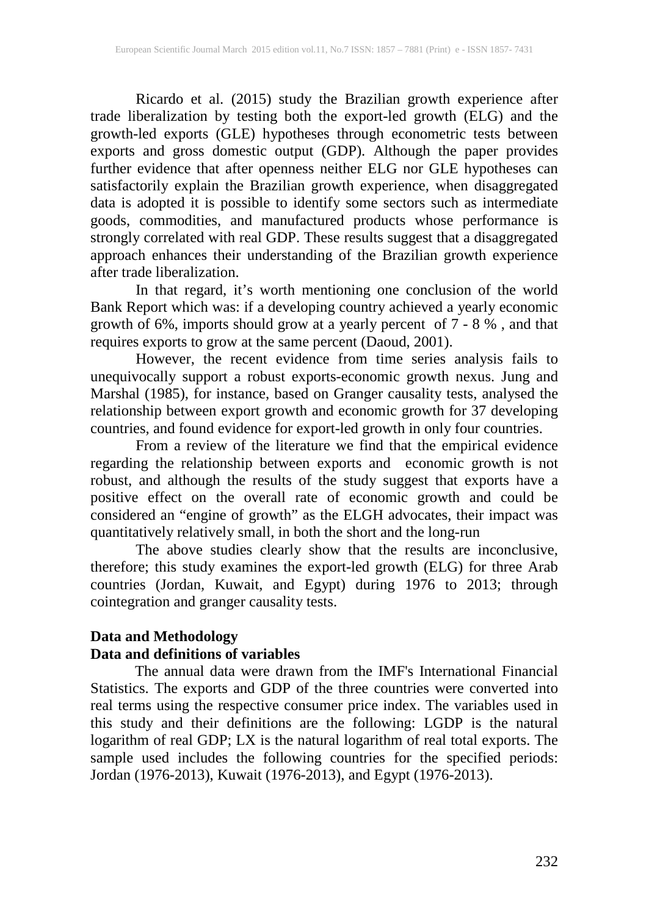Ricardo et al. (2015) study the Brazilian growth experience after trade liberalization by testing both the export-led growth (ELG) and the growth-led exports (GLE) hypotheses through econometric tests between exports and gross domestic output (GDP). Although the paper provides further evidence that after openness neither ELG nor GLE hypotheses can satisfactorily explain the Brazilian growth experience, when disaggregated data is adopted it is possible to identify some sectors such as intermediate goods, commodities, and manufactured products whose performance is strongly correlated with real GDP. These results suggest that a disaggregated approach enhances their understanding of the Brazilian growth experience after trade liberalization.

In that regard, it's worth mentioning one conclusion of the world Bank Report which was: if a developing country achieved a yearly economic growth of 6%, imports should grow at a yearly percent of 7 - 8 % , and that requires exports to grow at the same percent (Daoud, 2001).

However, the recent evidence from time series analysis fails to unequivocally support a robust exports-economic growth nexus. Jung and Marshal (1985), for instance, based on Granger causality tests, analysed the relationship between export growth and economic growth for 37 developing countries, and found evidence for export-led growth in only four countries.

From a review of the literature we find that the empirical evidence regarding the relationship between exports and economic growth is not robust, and although the results of the study suggest that exports have a positive effect on the overall rate of economic growth and could be considered an "engine of growth" as the ELGH advocates, their impact was quantitatively relatively small, in both the short and the long-run

The above studies clearly show that the results are inconclusive, therefore; this study examines the export-led growth (ELG) for three Arab countries (Jordan, Kuwait, and Egypt) during 1976 to 2013; through cointegration and granger causality tests.

## Data and Methodology

### Data and definitions of variables

The annual data were drawn from the IMF's International Financial Statistics. The exports and GDP of the three countries were converted into real terms using the respective consumer price index. The variables used in this study and their definitions are the following: LGDP is the natural logarithm of real GDP; LX is the natural logarithm of real total exports. The sample used includes the following countries for the specified periods: Jordan (1976-2013), Kuwait (1976-2013), and Egypt (1976-2013).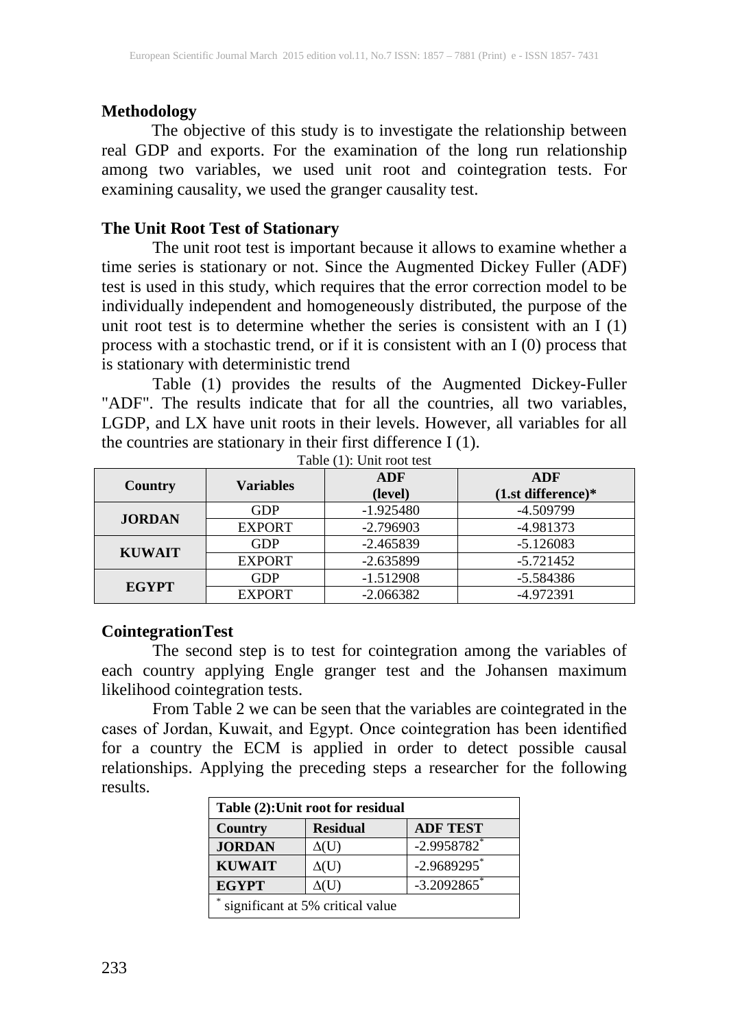## Methodology

The objective of this study is to investigate the relationship between real GDP and exports. For the examination of the long run relationship among two variables, we used unit root and cointegration tests. For examining causality, we used the granger causality test.

## The Unit Root Test of Stationary

The unit root test is important because it allows to examine whether a time series is stationary or not. Since the Augmented Dickey Fuller (ADF) test is used in this study, which requires that the error correction model to be individually independent and homogeneously distributed, the purpose of the unit root test is to determine whether the series is consistent with an I (1) process with a stochastic trend, or if it is consistent with an I (0) process that is stationary with deterministic trend

Table (1) provides the results of the Augmented Dickey-Fuller "ADF". The results indicate that for all the countries, all two variables, LGDP, and LX have unit roots in their levels. However, all variables for all the countries are stationary in their first difference I (1).

Table (1): Unit root test

| Country | Variables | ADF (level) | ADF (1.st difference)* |
|---|---|---|---|
| JORDAN | GDP | -1.925480 | -4.509799 |
| | EXPORT | -2.796903 | -4.981373 |
| KUWAIT | GDP | -2.465839 | -5.126083 |
| | EXPORT | -2.635899 | -5.721452 |
| EGYPT | GDP | -1.512908 | -5.584386 |
| | EXPORT | -2.066382 | -4.972391 |

## CointegrationTest

The second step is to test for cointegration among the variables of each country applying Engle granger test and the Johansen maximum likelihood cointegration tests.

From Table 2 we can be seen that the variables are cointegrated in the cases of Jordan, Kuwait, and Egypt. Once cointegration has been identified for a country the ECM is applied in order to detect possible causal relationships. Applying the preceding steps a researcher for the following results.

| Table (2):Unit root for residual | | |
|---|---|---|
| **Country** | **Residual** | **ADF TEST** |
| **JORDAN** | $\Delta$(U) | -2.9958782* |
| **KUWAIT** | $\Delta$(U) | -2.9689295* |
| **EGYPT** | $\Delta$(U) | -3.2092865* |
| * significant at 5% critical value | | |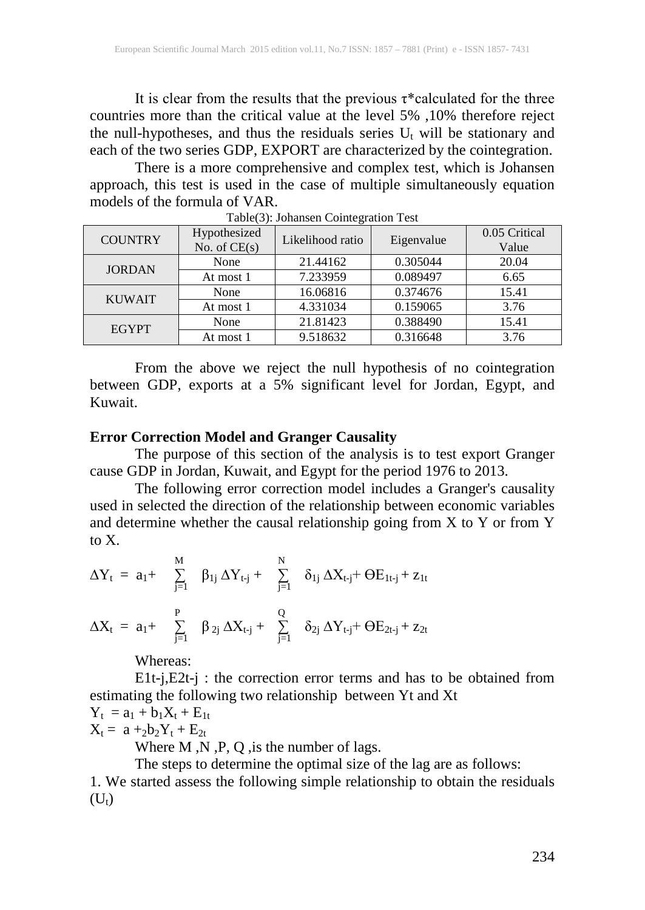It is clear from the results that the previous τ*calculated for the three countries more than the critical value at the level 5% ,10% therefore reject the null-hypotheses, and thus the residuals series $U_t$ will be stationary and each of the two series GDP, EXPORT are characterized by the cointegration.

There is a more comprehensive and complex test, which is Johansen approach, this test is used in the case of multiple simultaneously equation models of the formula of VAR.

Table(3): Johansen Cointegration Test

| COUNTRY | Hypothesized No. of CE(s) | Likelihood ratio | Eigenvalue | 0.05 Critical Value |
|---|---|---|---|---|
| JORDAN | None | 21.44162 | 0.305044 | 20.04 |
| | At most 1 | 7.233959 | 0.089497 | 6.65 |
| KUWAIT | None | 16.06816 | 0.374676 | 15.41 |
| | At most 1 | 4.331034 | 0.159065 | 3.76 |
| EGYPT | None | 21.81423 | 0.388490 | 15.41 |
| | At most 1 | 9.518632 | 0.316648 | 3.76 |

From the above we reject the null hypothesis of no cointegration between GDP, exports at a 5% significant level for Jordan, Egypt, and Kuwait.

**Error Correction Model and Granger Causality**

The purpose of this section of the analysis is to test export Granger cause GDP in Jordan, Kuwait, and Egypt for the period 1976 to 2013.

The following error correction model includes a Granger's causality used in selected the direction of the relationship between economic variables and determine whether the causal relationship going from X to Y or from Y to X.

$$\Delta Y_t = a_1 + \sum_{j=1}^{M} \beta_{1j} \Delta Y_{t-j} + \sum_{j=1}^{N} \delta_{1j} \Delta X_{t-j} + \Theta E_{1t-j} + z_{1t}$$

$$\Delta X_t = a_1 + \sum_{j=1}^{P} \beta_{2j} \Delta X_{t-j} + \sum_{j=1}^{Q} \delta_{2j} \Delta Y_{t-j} + \Theta E_{2t-j} + z_{2t}$$

Whereas:

E1t-j,E2t-j : the correction error terms and has to be obtained from estimating the following two relationship between Yt and Xt

$Y_t = a_1 + b_1 X_t + E_{1t}$

$X_t = a +_2 b_2 Y_t + E_{2t}$

Where M ,N ,P, Q ,is the number of lags.

The steps to determine the optimal size of the lag are as follows:

1. We started assess the following simple relationship to obtain the residuals $(U_t)$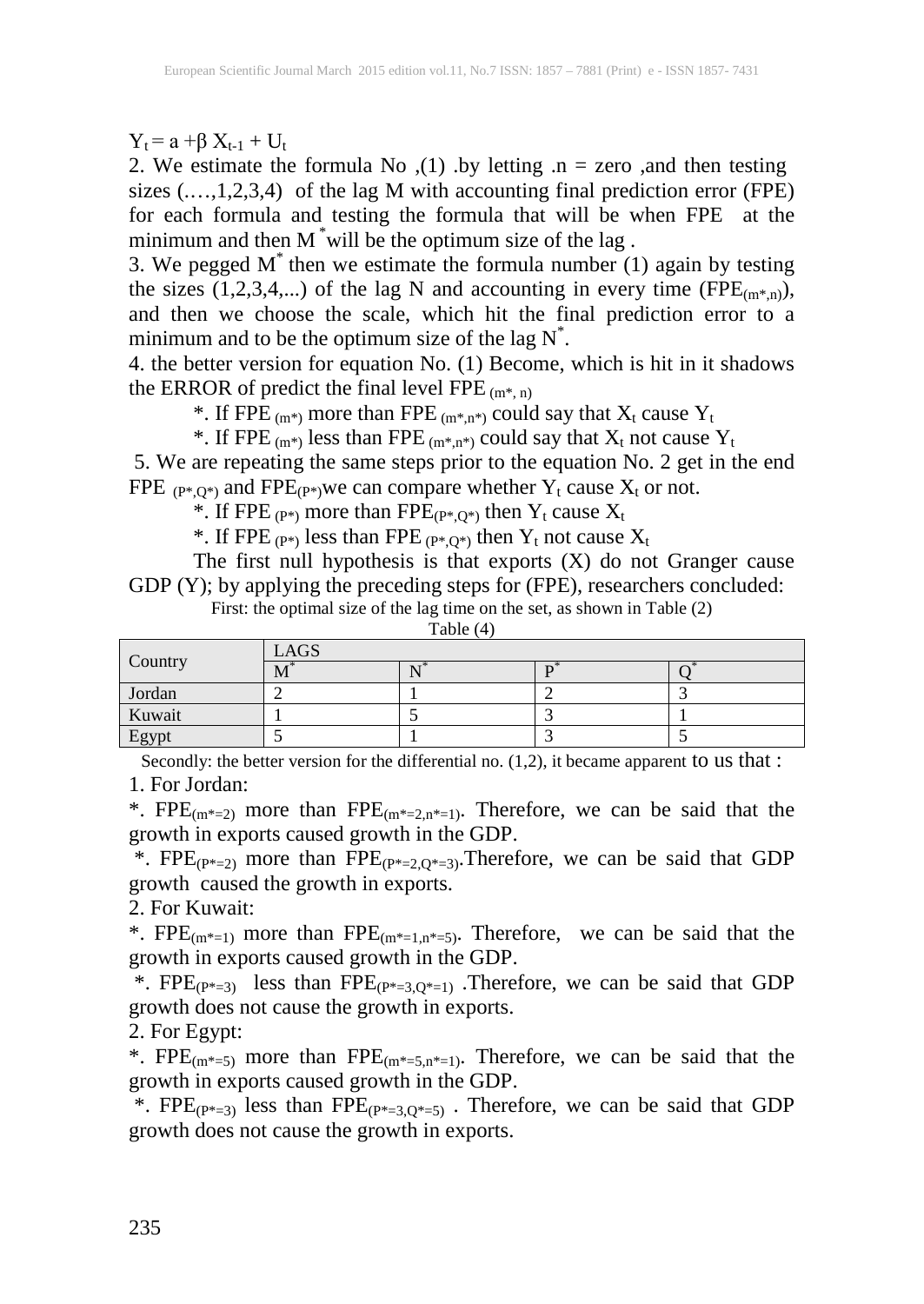$Y_t = a + \beta X_{t-1} + U_t$

2. We estimate the formula No ,(1) .by letting .n = zero ,and then testing sizes (.…,1,2,3,4) of the lag M with accounting final prediction error (FPE) for each formula and testing the formula that will be when FPE at the minimum and then $M^*$ will be the optimum size of the lag .

3. We pegged $M^*$ then we estimate the formula number (1) again by testing the sizes (1,2,3,4,...) of the lag N and accounting in every time ($FPE_{(m*,n)}$), and then we choose the scale, which hit the final prediction error to a minimum and to be the optimum size of the lag $N^*$.

4. the better version for equation No. (1) Become, which is hit in it shadows the ERROR of predict the final level $FPE_{(m*, n)}$

*. If $FPE_{(m*)}$ more than $FPE_{(m*,n*)}$ could say that $X_t$ cause $Y_t$

*. If $FPE_{(m*)}$ less than $FPE_{(m*,n*)}$ could say that $X_t$ not cause $Y_t$

5. We are repeating the same steps prior to the equation No. 2 get in the end $FPE_{(P*,Q*)}$ and $FPE_{(P*)}$we can compare whether $Y_t$ cause $X_t$ or not.

*. If $FPE_{(P*)}$ more than $FPE_{(P*,Q*)}$ then $Y_t$ cause $X_t$

*. If $FPE_{(P*)}$ less than $FPE_{(P*,Q*)}$ then $Y_t$ not cause $X_t$

The first null hypothesis is that exports (X) do not Granger cause GDP (Y); by applying the preceding steps for (FPE), researchers concluded:

First: the optimal size of the lag time on the set, as shown in Table (2)

Table (4)

| Country | LAGS | | | |
|---|---|---|---|---|
| | $M^*$ | $N^*$ | $P^*$ | $Q^*$ |
| Jordan | 2 | 1 | 2 | 3 |
| Kuwait | 1 | 5 | 3 | 1 |
| Egypt | 5 | 1 | 3 | 5 |

Secondly: the better version for the differential no. (1,2), it became apparent to us that :

1. For Jordan:

*. $FPE_{(m*=2)}$ more than $FPE_{(m*=2,n*=1)}$. Therefore, we can be said that the growth in exports caused growth in the GDP.

*. $FPE_{(P*=2)}$ more than $FPE_{(P*=2,Q*=3)}$.Therefore, we can be said that GDP growth caused the growth in exports.

2. For Kuwait:

*. $FPE_{(m*=1)}$ more than $FPE_{(m*=1,n*=5)}$. Therefore, we can be said that the growth in exports caused growth in the GDP.

*. $FPE_{(P*=3)}$ less than $FPE_{(P*=3,Q*=1)}$ .Therefore, we can be said that GDP growth does not cause the growth in exports.

2. For Egypt:

*. $FPE_{(m*=5)}$ more than $FPE_{(m*=5,n*=1)}$. Therefore, we can be said that the growth in exports caused growth in the GDP.

*. $FPE_{(P*=3)}$ less than $FPE_{(P*=3,Q*=5)}$ . Therefore, we can be said that GDP growth does not cause the growth in exports.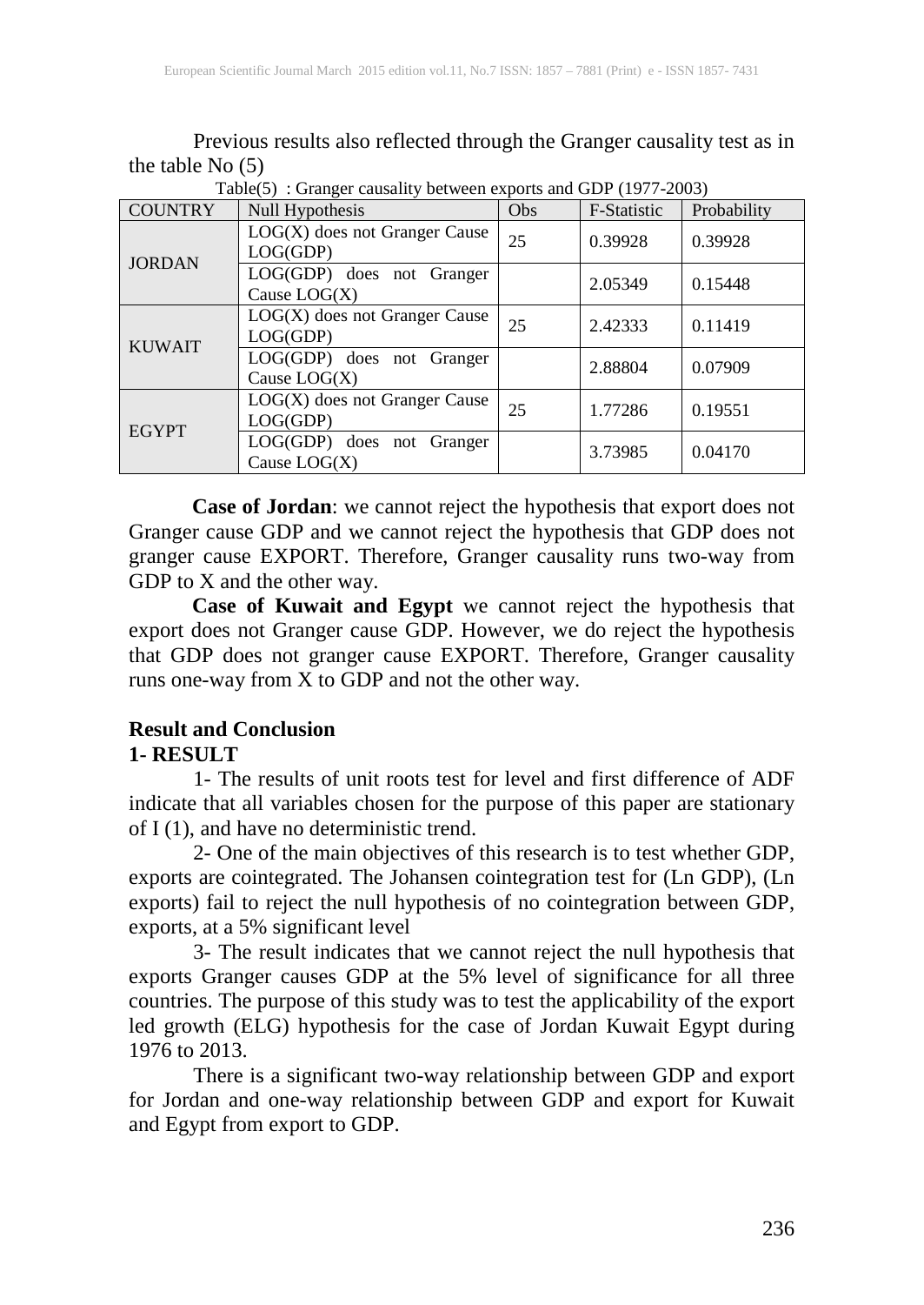Previous results also reflected through the Granger causality test as in the table No (5)

Table(5) : Granger causality between exports and GDP (1977-2003)

| COUNTRY | Null Hypothesis | Obs | F-Statistic | Probability |
|---|---|---|---|---|
| JORDAN | LOG(X) does not Granger Cause LOG(GDP) | 25 | 0.39928 | 0.39928 |
| | LOG(GDP) does not Granger Cause LOG(X) | | 2.05349 | 0.15448 |
| KUWAIT | LOG(X) does not Granger Cause LOG(GDP) | 25 | 2.42333 | 0.11419 |
| | LOG(GDP) does not Granger Cause LOG(X) | | 2.88804 | 0.07909 |
| EGYPT | LOG(X) does not Granger Cause LOG(GDP) | 25 | 1.77286 | 0.19551 |
| | LOG(GDP) does not Granger Cause LOG(X) | | 3.73985 | 0.04170 |

**Case of Jordan**: we cannot reject the hypothesis that export does not Granger cause GDP and we cannot reject the hypothesis that GDP does not granger cause EXPORT. Therefore, Granger causality runs two-way from GDP to X and the other way.

**Case of Kuwait and Egypt** we cannot reject the hypothesis that export does not Granger cause GDP. However, we do reject the hypothesis that GDP does not granger cause EXPORT. Therefore, Granger causality runs one-way from X to GDP and not the other way.

## Result and Conclusion

### 1- RESULT

1- The results of unit roots test for level and first difference of ADF indicate that all variables chosen for the purpose of this paper are stationary of I (1), and have no deterministic trend.

2- One of the main objectives of this research is to test whether GDP, exports are cointegrated. The Johansen cointegration test for (Ln GDP), (Ln exports) fail to reject the null hypothesis of no cointegration between GDP, exports, at a 5% significant level

3- The result indicates that we cannot reject the null hypothesis that exports Granger causes GDP at the 5% level of significance for all three countries. The purpose of this study was to test the applicability of the export led growth (ELG) hypothesis for the case of Jordan Kuwait Egypt during 1976 to 2013.

There is a significant two-way relationship between GDP and export for Jordan and one-way relationship between GDP and export for Kuwait and Egypt from export to GDP.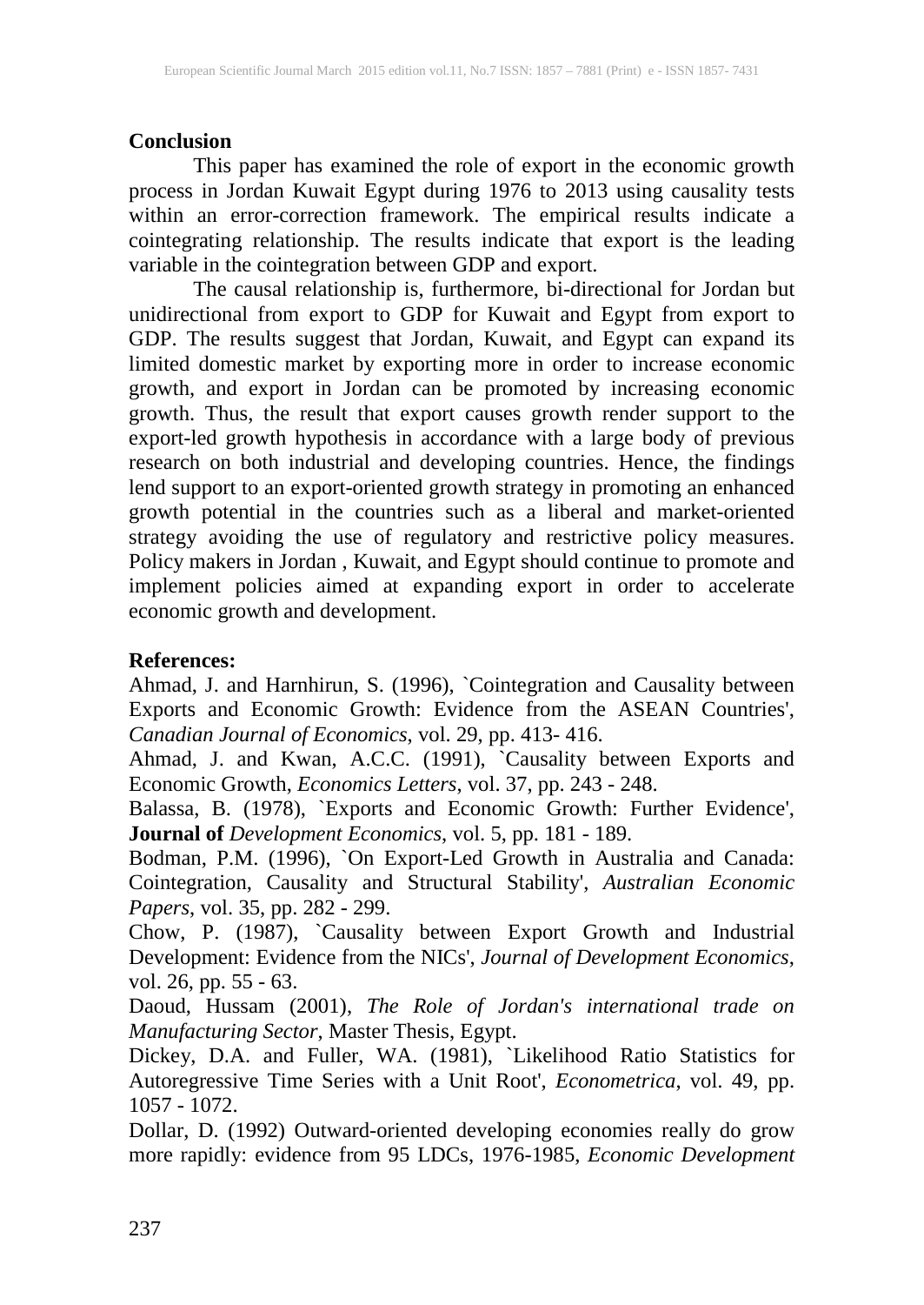## Conclusion

This paper has examined the role of export in the economic growth process in Jordan Kuwait Egypt during 1976 to 2013 using causality tests within an error-correction framework. The empirical results indicate a cointegrating relationship. The results indicate that export is the leading variable in the cointegration between GDP and export.

The causal relationship is, furthermore, bi-directional for Jordan but unidirectional from export to GDP for Kuwait and Egypt from export to GDP. The results suggest that Jordan, Kuwait, and Egypt can expand its limited domestic market by exporting more in order to increase economic growth, and export in Jordan can be promoted by increasing economic growth. Thus, the result that export causes growth render support to the export-led growth hypothesis in accordance with a large body of previous research on both industrial and developing countries. Hence, the findings lend support to an export-oriented growth strategy in promoting an enhanced growth potential in the countries such as a liberal and market-oriented strategy avoiding the use of regulatory and restrictive policy measures. Policy makers in Jordan , Kuwait, and Egypt should continue to promote and implement policies aimed at expanding export in order to accelerate economic growth and development.

## References:

Ahmad, J. and Harnhirun, S. (1996), `Cointegration and Causality between Exports and Economic Growth: Evidence from the ASEAN Countries', *Canadian Journal of Economics*, vol. 29, pp. 413- 416.

Ahmad, J. and Kwan, A.C.C. (1991), `Causality between Exports and Economic Growth, *Economics Letters*, vol. 37, pp. 243 - 248.

Balassa, B. (1978), `Exports and Economic Growth: Further Evidence', **Journal of** *Development Economics*, vol. 5, pp. 181 - 189.

Bodman, P.M. (1996), `On Export-Led Growth in Australia and Canada: Cointegration, Causality and Structural Stability', *Australian Economic Papers*, vol. 35, pp. 282 - 299.

Chow, P. (1987), `Causality between Export Growth and Industrial Development: Evidence from the NICs', *Journal of Development Economics*, vol. 26, pp. 55 - 63.

Daoud, Hussam (2001), *The Role of Jordan's international trade on Manufacturing Sector*, Master Thesis, Egypt.

Dickey, D.A. and Fuller, WA. (1981), `Likelihood Ratio Statistics for Autoregressive Time Series with a Unit Root', *Econometrica*, vol. 49, pp. 1057 - 1072.

Dollar, D. (1992) Outward-oriented developing economies really do grow more rapidly: evidence from 95 LDCs, 1976-1985, *Economic Development*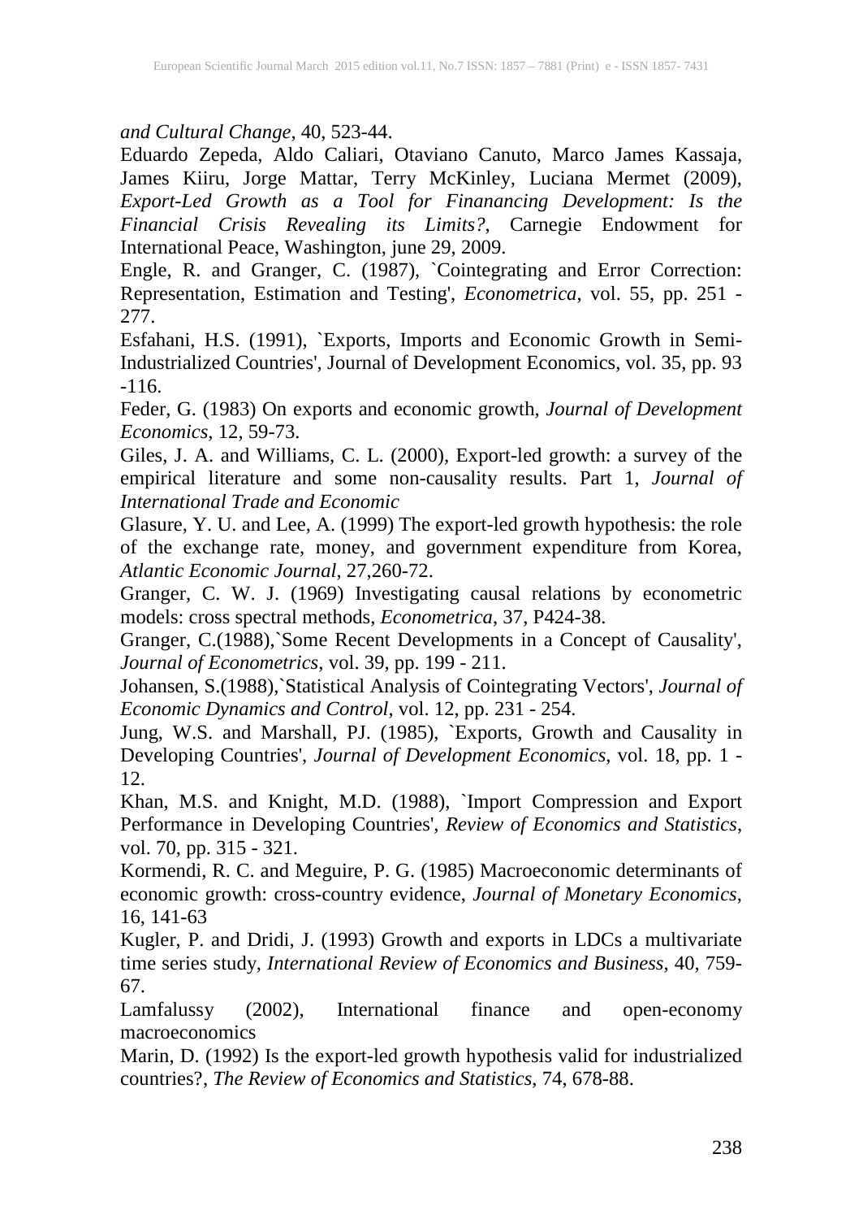*and Cultural Change*, 40, 523-44.

Eduardo Zepeda, Aldo Caliari, Otaviano Canuto, Marco James Kassaja, James Kiiru, Jorge Mattar, Terry McKinley, Luciana Mermet (2009), *Export-Led Growth as a Tool for Finanancing Development: Is the Financial Crisis Revealing its Limits?*, Carnegie Endowment for International Peace, Washington, june 29, 2009.

Engle, R. and Granger, C. (1987), `Cointegrating and Error Correction: Representation, Estimation and Testing', *Econometrica*, vol. 55, pp. 251 - 277.

Esfahani, H.S. (1991), `Exports, Imports and Economic Growth in Semi-Industrialized Countries', Journal of Development Economics, vol. 35, pp. 93 -116.

Feder, G. (1983) On exports and economic growth, *Journal of Development Economics*, 12, 59-73.

Giles, J. A. and Williams, C. L. (2000), Export-led growth: a survey of the empirical literature and some non-causality results. Part 1, *Journal of International Trade and Economic*

Glasure, Y. U. and Lee, A. (1999) The export-led growth hypothesis: the role of the exchange rate, money, and government expenditure from Korea, *Atlantic Economic Journal*, 27,260-72.

Granger, C. W. J. (1969) Investigating causal relations by econometric models: cross spectral methods, *Econometrica*, 37, P424-38.

Granger, C.(1988),`Some Recent Developments in a Concept of Causality', *Journal of Econometrics*, vol. 39, pp. 199 - 211.

Johansen, S.(1988),`Statistical Analysis of Cointegrating Vectors', *Journal of Economic Dynamics and Control*, vol. 12, pp. 231 - 254.

Jung, W.S. and Marshall, PJ. (1985), `Exports, Growth and Causality in Developing Countries', *Journal of Development Economics*, vol. 18, pp. 1 - 12.

Khan, M.S. and Knight, M.D. (1988), `Import Compression and Export Performance in Developing Countries', *Review of Economics and Statistics*, vol. 70, pp. 315 - 321.

Kormendi, R. C. and Meguire, P. G. (1985) Macroeconomic determinants of economic growth: cross-country evidence, *Journal of Monetary Economics*, 16, 141-63

Kugler, P. and Dridi, J. (1993) Growth and exports in LDCs a multivariate time series study, *International Review of Economics and Business*, 40, 759-67.

Lamfalussy (2002), International finance and open-economy macroeconomics

Marin, D. (1992) Is the export-led growth hypothesis valid for industrialized countries?, *The Review of Economics and Statistics*, 74, 678-88.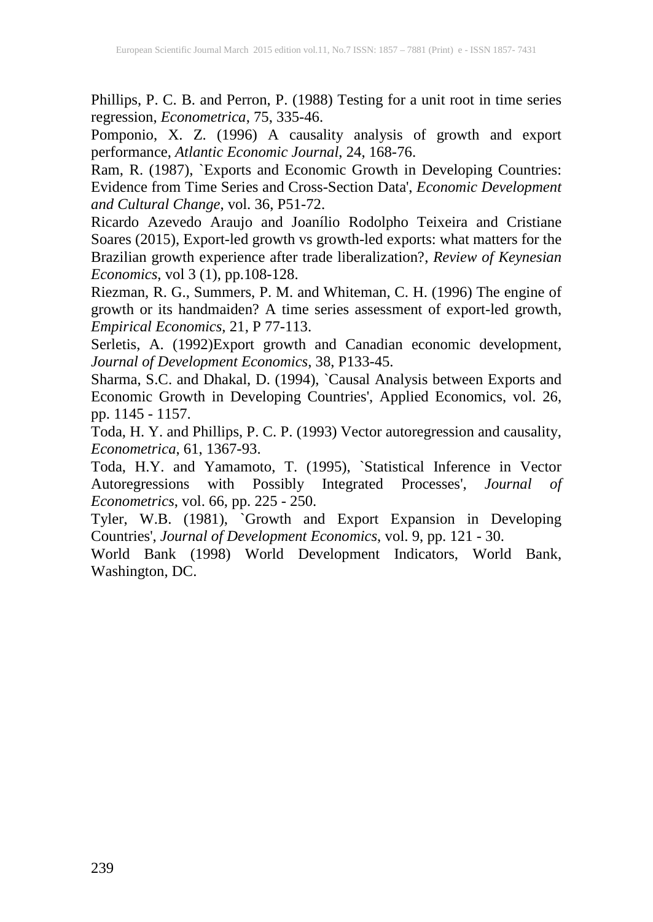Phillips, P. C. B. and Perron, P. (1988) Testing for a unit root in time series regression, *Econometrica*, 75, 335-46.

Pomponio, X. Z. (1996) A causality analysis of growth and export performance, *Atlantic Economic Journal*, 24, 168-76.

Ram, R. (1987), `Exports and Economic Growth in Developing Countries: Evidence from Time Series and Cross-Section Data', *Economic Development and Cultural Change*, vol. 36, P51-72.

Ricardo Azevedo Araujo and Joanílio Rodolpho Teixeira and Cristiane Soares (2015), Export-led growth vs growth-led exports: what matters for the Brazilian growth experience after trade liberalization?, *Review of Keynesian Economics*, vol 3 (1), pp.108-128.

Riezman, R. G., Summers, P. M. and Whiteman, C. H. (1996) The engine of growth or its handmaiden? A time series assessment of export-led growth, *Empirical Economics*, 21, P 77-113.

Serletis, A. (1992)Export growth and Canadian economic development, *Journal of Development Economics*, 38, P133-45.

Sharma, S.C. and Dhakal, D. (1994), `Causal Analysis between Exports and Economic Growth in Developing Countries', Applied Economics, vol. 26, pp. 1145 - 1157.

Toda, H. Y. and Phillips, P. C. P. (1993) Vector autoregression and causality, *Econometrica*, 61, 1367-93.

Toda, H.Y. and Yamamoto, T. (1995), `Statistical Inference in Vector Autoregressions with Possibly Integrated Processes', *Journal of Econometrics*, vol. 66, pp. 225 - 250.

Tyler, W.B. (1981), `Growth and Export Expansion in Developing Countries', *Journal of Development Economics*, vol. 9, pp. 121 - 30.

World Bank (1998) World Development Indicators, World Bank, Washington, DC.